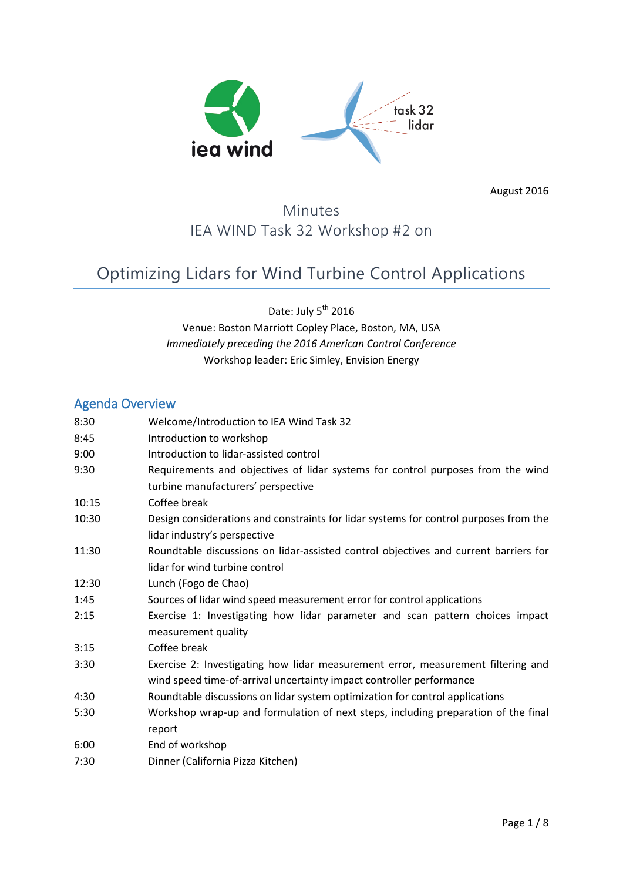August 2016

Minutes
IEA WIND Task 32 Workshop #2 on

# Optimizing Lidars for Wind Turbine Control Applications

Date: July 5th 2016
Venue: Boston Marriott Copley Place, Boston, MA, USA
*Immediately preceding the 2016 American Control Conference*
Workshop leader: Eric Simley, Envision Energy

## Agenda Overview

| | |
|---|---|
| 8:30 | Welcome/Introduction to IEA Wind Task 32 |
| 8:45 | Introduction to workshop |
| 9:00 | Introduction to lidar-assisted control |
| 9:30 | Requirements and objectives of lidar systems for control purposes from the wind turbine manufacturers' perspective |
| 10:15 | Coffee break |
| 10:30 | Design considerations and constraints for lidar systems for control purposes from the lidar industry's perspective |
| 11:30 | Roundtable discussions on lidar-assisted control objectives and current barriers for lidar for wind turbine control |
| 12:30 | Lunch (Fogo de Chao) |
| 1:45 | Sources of lidar wind speed measurement error for control applications |
| 2:15 | Exercise 1: Investigating how lidar parameter and scan pattern choices impact measurement quality |
| 3:15 | Coffee break |
| 3:30 | Exercise 2: Investigating how lidar measurement error, measurement filtering and wind speed time-of-arrival uncertainty impact controller performance |
| 4:30 | Roundtable discussions on lidar system optimization for control applications |
| 5:30 | Workshop wrap-up and formulation of next steps, including preparation of the final report |
| 6:00 | End of workshop |
| 7:30 | Dinner (California Pizza Kitchen) |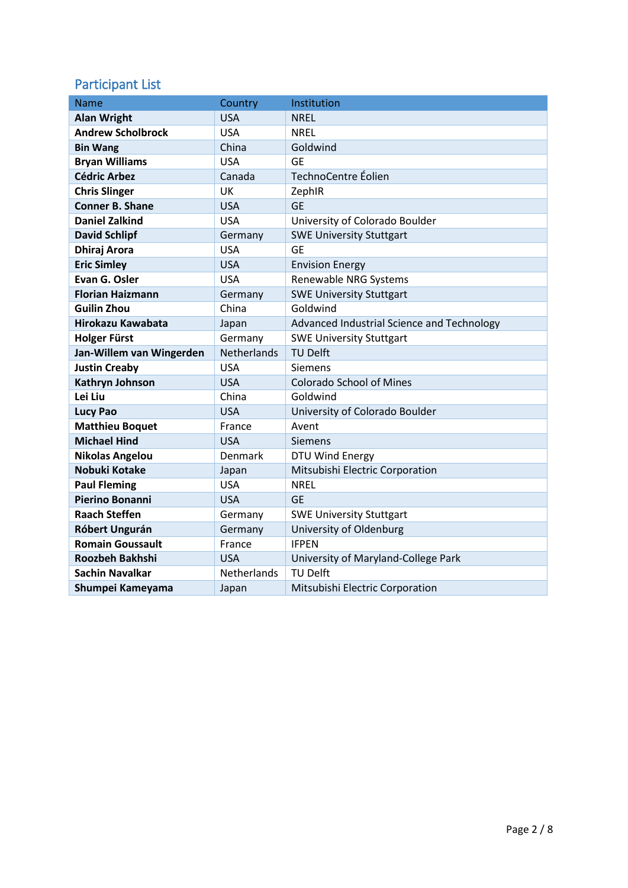## Participant List

| Name | Country | Institution |
|---|---|---|
| **Alan Wright** | USA | NREL |
| **Andrew Scholbrock** | USA | NREL |
| **Bin Wang** | China | Goldwind |
| **Bryan Williams** | USA | GE |
| **Cédric Arbez** | Canada | TechnoCentre Éolien |
| **Chris Slinger** | UK | ZephIR |
| **Conner B. Shane** | USA | GE |
| **Daniel Zalkind** | USA | University of Colorado Boulder |
| **David Schlipf** | Germany | SWE University Stuttgart |
| **Dhiraj Arora** | USA | GE |
| **Eric Simley** | USA | Envision Energy |
| **Evan G. Osler** | USA | Renewable NRG Systems |
| **Florian Haizmann** | Germany | SWE University Stuttgart |
| **Guilin Zhou** | China | Goldwind |
| **Hirokazu Kawabata** | Japan | Advanced Industrial Science and Technology |
| **Holger Fürst** | Germany | SWE University Stuttgart |
| **Jan-Willem van Wingerden** | Netherlands | TU Delft |
| **Justin Creaby** | USA | Siemens |
| **Kathryn Johnson** | USA | Colorado School of Mines |
| **Lei Liu** | China | Goldwind |
| **Lucy Pao** | USA | University of Colorado Boulder |
| **Matthieu Boquet** | France | Avent |
| **Michael Hind** | USA | Siemens |
| **Nikolas Angelou** | Denmark | DTU Wind Energy |
| **Nobuki Kotake** | Japan | Mitsubishi Electric Corporation |
| **Paul Fleming** | USA | NREL |
| **Pierino Bonanni** | USA | GE |
| **Raach Steffen** | Germany | SWE University Stuttgart |
| **Róbert Ungurán** | Germany | University of Oldenburg |
| **Romain Goussault** | France | IFPEN |
| **Roozbeh Bakhshi** | USA | University of Maryland-College Park |
| **Sachin Navalkar** | Netherlands | TU Delft |
| **Shumpei Kameyama** | Japan | Mitsubishi Electric Corporation |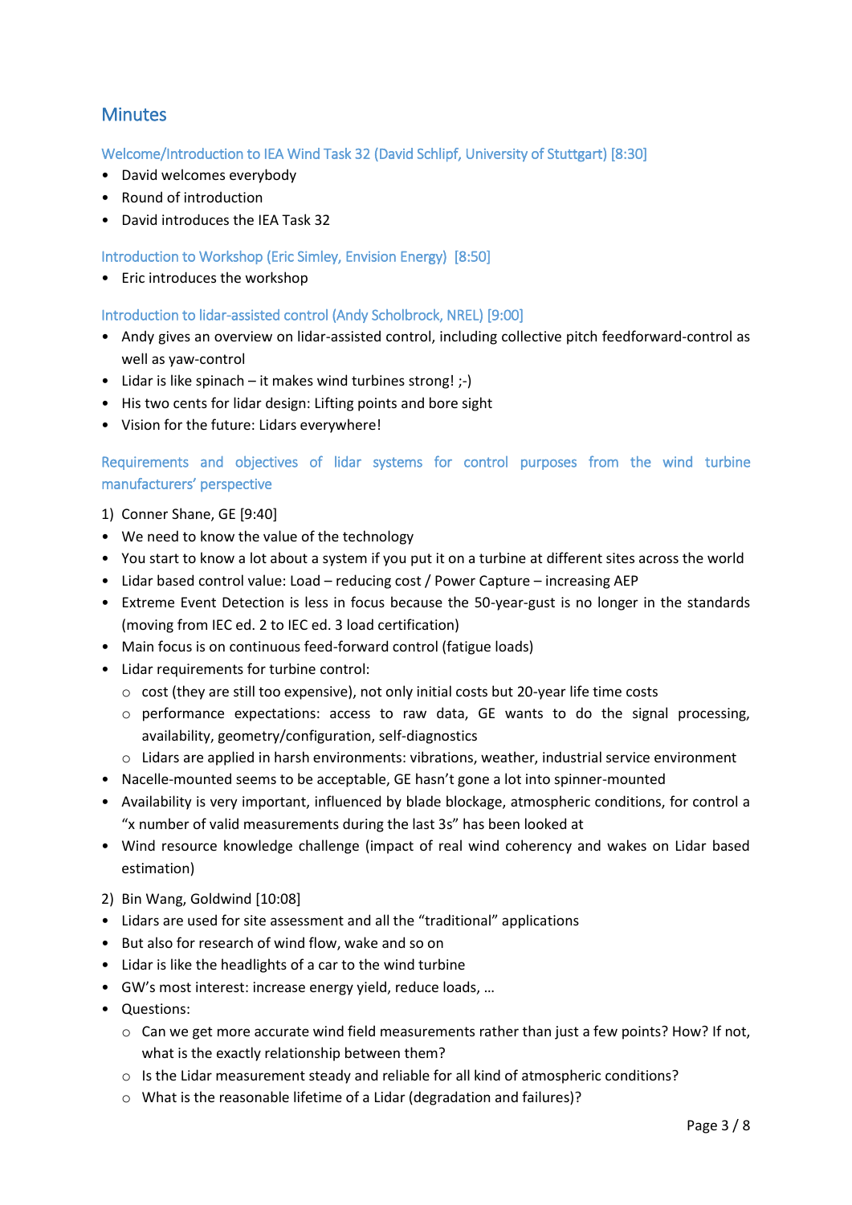## Minutes

### Welcome/Introduction to IEA Wind Task 32 (David Schlipf, University of Stuttgart) [8:30]

- David welcomes everybody
- Round of introduction
- David introduces the IEA Task 32

### Introduction to Workshop (Eric Simley, Envision Energy) [8:50]

- Eric introduces the workshop

### Introduction to lidar-assisted control (Andy Scholbrock, NREL) [9:00]

- Andy gives an overview on lidar-assisted control, including collective pitch feedforward-control as well as yaw-control
- Lidar is like spinach – it makes wind turbines strong! ;-)
- His two cents for lidar design: Lifting points and bore sight
- Vision for the future: Lidars everywhere!

### Requirements and objectives of lidar systems for control purposes from the wind turbine manufacturers' perspective

1) Conner Shane, GE [9:40]

- We need to know the value of the technology
- You start to know a lot about a system if you put it on a turbine at different sites across the world
- Lidar based control value: Load – reducing cost / Power Capture – increasing AEP
- Extreme Event Detection is less in focus because the 50-year-gust is no longer in the standards (moving from IEC ed. 2 to IEC ed. 3 load certification)
- Main focus is on continuous feed-forward control (fatigue loads)
- Lidar requirements for turbine control:
  - cost (they are still too expensive), not only initial costs but 20-year life time costs
  - performance expectations: access to raw data, GE wants to do the signal processing, availability, geometry/configuration, self-diagnostics
  - Lidars are applied in harsh environments: vibrations, weather, industrial service environment
- Nacelle-mounted seems to be acceptable, GE hasn't gone a lot into spinner-mounted
- Availability is very important, influenced by blade blockage, atmospheric conditions, for control a "x number of valid measurements during the last 3s" has been looked at
- Wind resource knowledge challenge (impact of real wind coherency and wakes on Lidar based estimation)

2) Bin Wang, Goldwind [10:08]

- Lidars are used for site assessment and all the "traditional" applications
- But also for research of wind flow, wake and so on
- Lidar is like the headlights of a car to the wind turbine
- GW's most interest: increase energy yield, reduce loads, …
- Questions:
  - Can we get more accurate wind field measurements rather than just a few points? How? If not, what is the exactly relationship between them?
  - Is the Lidar measurement steady and reliable for all kind of atmospheric conditions?
  - What is the reasonable lifetime of a Lidar (degradation and failures)?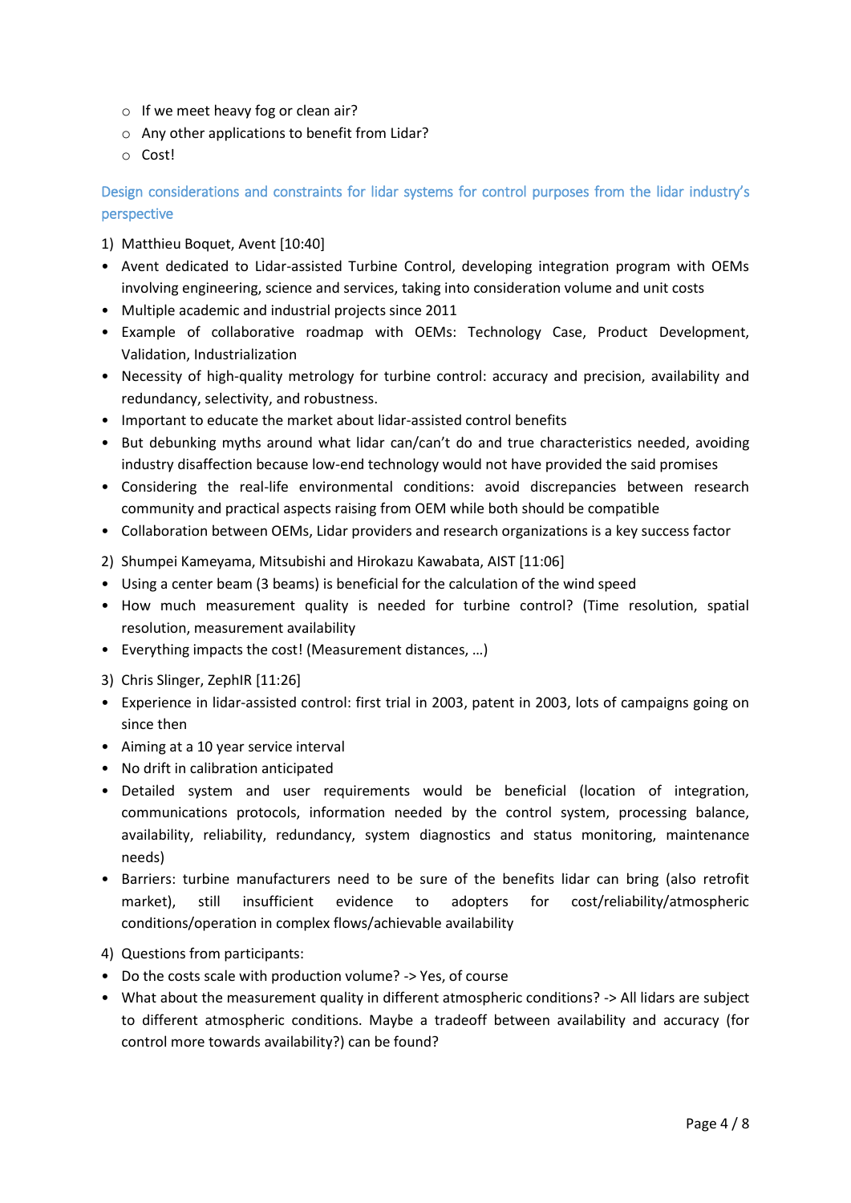- If we meet heavy fog or clean air?
- Any other applications to benefit from Lidar?
- Cost!

### Design considerations and constraints for lidar systems for control purposes from the lidar industry's perspective

1) Matthieu Boquet, Avent [10:40]

- Avent dedicated to Lidar-assisted Turbine Control, developing integration program with OEMs involving engineering, science and services, taking into consideration volume and unit costs
- Multiple academic and industrial projects since 2011
- Example of collaborative roadmap with OEMs: Technology Case, Product Development, Validation, Industrialization
- Necessity of high-quality metrology for turbine control: accuracy and precision, availability and redundancy, selectivity, and robustness.
- Important to educate the market about lidar-assisted control benefits
- But debunking myths around what lidar can/can't do and true characteristics needed, avoiding industry disaffection because low-end technology would not have provided the said promises
- Considering the real-life environmental conditions: avoid discrepancies between research community and practical aspects raising from OEM while both should be compatible
- Collaboration between OEMs, Lidar providers and research organizations is a key success factor

2) Shumpei Kameyama, Mitsubishi and Hirokazu Kawabata, AIST [11:06]

- Using a center beam (3 beams) is beneficial for the calculation of the wind speed
- How much measurement quality is needed for turbine control? (Time resolution, spatial resolution, measurement availability
- Everything impacts the cost! (Measurement distances, …)

3) Chris Slinger, ZephIR [11:26]

- Experience in lidar-assisted control: first trial in 2003, patent in 2003, lots of campaigns going on since then
- Aiming at a 10 year service interval
- No drift in calibration anticipated
- Detailed system and user requirements would be beneficial (location of integration, communications protocols, information needed by the control system, processing balance, availability, reliability, redundancy, system diagnostics and status monitoring, maintenance needs)
- Barriers: turbine manufacturers need to be sure of the benefits lidar can bring (also retrofit market), still insufficient evidence to adopters for cost/reliability/atmospheric conditions/operation in complex flows/achievable availability

4) Questions from participants:

- Do the costs scale with production volume? -> Yes, of course
- What about the measurement quality in different atmospheric conditions? -> All lidars are subject to different atmospheric conditions. Maybe a tradeoff between availability and accuracy (for control more towards availability?) can be found?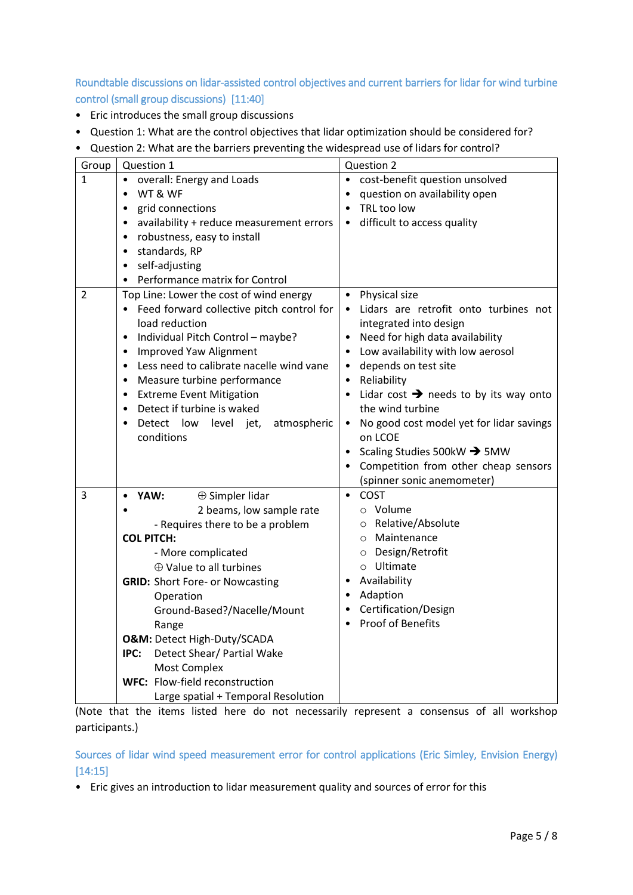### Roundtable discussions on lidar-assisted control objectives and current barriers for lidar for wind turbine control (small group discussions) [11:40]

- Eric introduces the small group discussions
- Question 1: What are the control objectives that lidar optimization should be considered for?
- Question 2: What are the barriers preventing the widespread use of lidars for control?

| Group | Question 1 | Question 2 |
|---|---|---|
| 1 | • overall: Energy and Loads<br>• WT & WF<br>• grid connections<br>• availability + reduce measurement errors<br>• robustness, easy to install<br>• standards, RP<br>• self-adjusting<br>• Performance matrix for Control | • cost-benefit question unsolved<br>• question on availability open<br>• TRL too low<br>• difficult to access quality |
| 2 | Top Line: Lower the cost of wind energy<br>• Feed forward collective pitch control for load reduction<br>• Individual Pitch Control – maybe?<br>• Improved Yaw Alignment<br>• Less need to calibrate nacelle wind vane<br>• Measure turbine performance<br>• Extreme Event Mitigation<br>• Detect if turbine is waked<br>• Detect low level jet, atmospheric conditions | • Physical size<br>• Lidars are retrofit onto turbines not integrated into design<br>• Need for high data availability<br>• Low availability with low aerosol<br>• depends on test site<br>• Reliability<br>• Lidar cost → needs to by its way onto the wind turbine<br>• No good cost model yet for lidar savings on LCOE<br>• Scaling Studies 500kW → 5MW<br>• Competition from other cheap sensors (spinner sonic anemometer) |
| 3 | • **YAW:** ⊕ Simpler lidar<br>• 2 beams, low sample rate<br>- Requires there to be a problem<br>**COL PITCH:**<br>- More complicated<br>⊕ Value to all turbines<br>**GRID:** Short Fore- or Nowcasting Operation<br>Ground-Based?/Nacelle/Mount<br>Range<br>**O&M:** Detect High-Duty/SCADA<br>**IPC:** Detect Shear/ Partial Wake<br>Most Complex<br>**WFC:** Flow-field reconstruction<br>Large spatial + Temporal Resolution | • COST<br>  ○ Volume<br>  ○ Relative/Absolute<br>  ○ Maintenance<br>  ○ Design/Retrofit<br>  ○ Ultimate<br>• Availability<br>• Adaption<br>• Certification/Design<br>• Proof of Benefits |

(Note that the items listed here do not necessarily represent a consensus of all workshop participants.)

### Sources of lidar wind speed measurement error for control applications (Eric Simley, Envision Energy) [14:15]

- Eric gives an introduction to lidar measurement quality and sources of error for this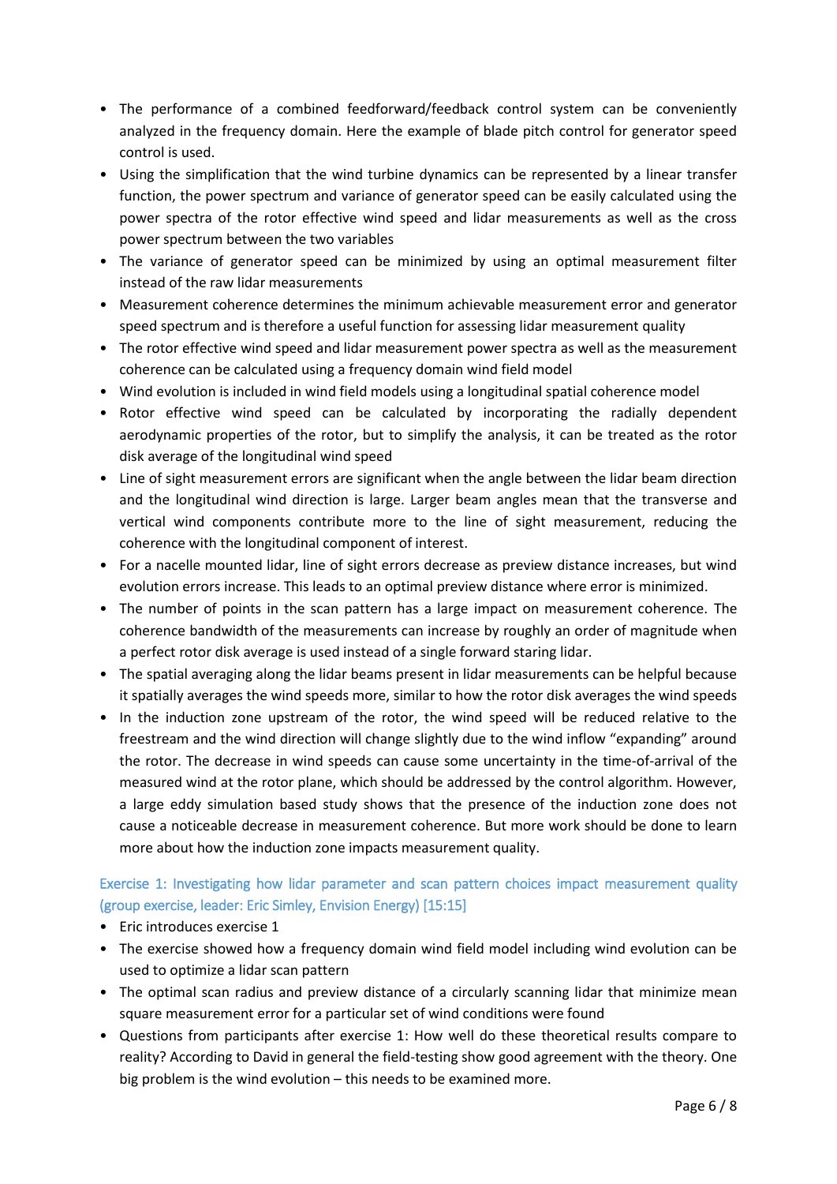- The performance of a combined feedforward/feedback control system can be conveniently analyzed in the frequency domain. Here the example of blade pitch control for generator speed control is used.
- Using the simplification that the wind turbine dynamics can be represented by a linear transfer function, the power spectrum and variance of generator speed can be easily calculated using the power spectra of the rotor effective wind speed and lidar measurements as well as the cross power spectrum between the two variables
- The variance of generator speed can be minimized by using an optimal measurement filter instead of the raw lidar measurements
- Measurement coherence determines the minimum achievable measurement error and generator speed spectrum and is therefore a useful function for assessing lidar measurement quality
- The rotor effective wind speed and lidar measurement power spectra as well as the measurement coherence can be calculated using a frequency domain wind field model
- Wind evolution is included in wind field models using a longitudinal spatial coherence model
- Rotor effective wind speed can be calculated by incorporating the radially dependent aerodynamic properties of the rotor, but to simplify the analysis, it can be treated as the rotor disk average of the longitudinal wind speed
- Line of sight measurement errors are significant when the angle between the lidar beam direction and the longitudinal wind direction is large. Larger beam angles mean that the transverse and vertical wind components contribute more to the line of sight measurement, reducing the coherence with the longitudinal component of interest.
- For a nacelle mounted lidar, line of sight errors decrease as preview distance increases, but wind evolution errors increase. This leads to an optimal preview distance where error is minimized.
- The number of points in the scan pattern has a large impact on measurement coherence. The coherence bandwidth of the measurements can increase by roughly an order of magnitude when a perfect rotor disk average is used instead of a single forward staring lidar.
- The spatial averaging along the lidar beams present in lidar measurements can be helpful because it spatially averages the wind speeds more, similar to how the rotor disk averages the wind speeds
- In the induction zone upstream of the rotor, the wind speed will be reduced relative to the freestream and the wind direction will change slightly due to the wind inflow "expanding" around the rotor. The decrease in wind speeds can cause some uncertainty in the time-of-arrival of the measured wind at the rotor plane, which should be addressed by the control algorithm. However, a large eddy simulation based study shows that the presence of the induction zone does not cause a noticeable decrease in measurement coherence. But more work should be done to learn more about how the induction zone impacts measurement quality.

### Exercise 1: Investigating how lidar parameter and scan pattern choices impact measurement quality (group exercise, leader: Eric Simley, Envision Energy) [15:15]

- Eric introduces exercise 1
- The exercise showed how a frequency domain wind field model including wind evolution can be used to optimize a lidar scan pattern
- The optimal scan radius and preview distance of a circularly scanning lidar that minimize mean square measurement error for a particular set of wind conditions were found
- Questions from participants after exercise 1: How well do these theoretical results compare to reality? According to David in general the field-testing show good agreement with the theory. One big problem is the wind evolution – this needs to be examined more.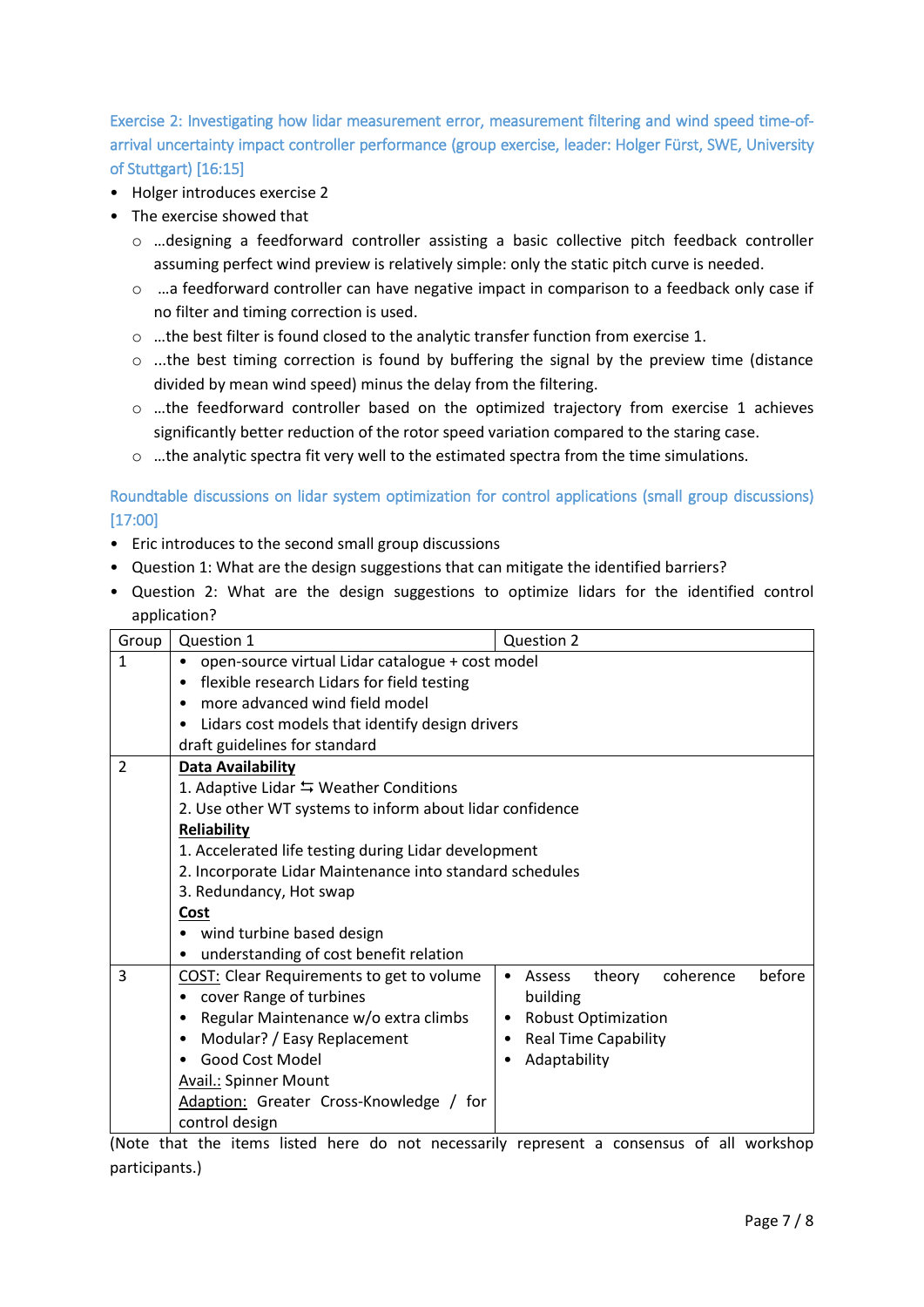### Exercise 2: Investigating how lidar measurement error, measurement filtering and wind speed time-of-arrival uncertainty impact controller performance (group exercise, leader: Holger Fürst, SWE, University of Stuttgart) [16:15]

- Holger introduces exercise 2
- The exercise showed that
  - …designing a feedforward controller assisting a basic collective pitch feedback controller assuming perfect wind preview is relatively simple: only the static pitch curve is needed.
  - …a feedforward controller can have negative impact in comparison to a feedback only case if no filter and timing correction is used.
  - …the best filter is found closed to the analytic transfer function from exercise 1.
  - …the best timing correction is found by buffering the signal by the preview time (distance divided by mean wind speed) minus the delay from the filtering.
  - …the feedforward controller based on the optimized trajectory from exercise 1 achieves significantly better reduction of the rotor speed variation compared to the staring case.
  - …the analytic spectra fit very well to the estimated spectra from the time simulations.

### Roundtable discussions on lidar system optimization for control applications (small group discussions) [17:00]

- Eric introduces to the second small group discussions
- Question 1: What are the design suggestions that can mitigate the identified barriers?
- Question 2: What are the design suggestions to optimize lidars for the identified control application?

| Group | Question 1 | Question 2 |
|---|---|---|
| 1 | • open-source virtual Lidar catalogue + cost model<br>• flexible research Lidars for field testing<br>• more advanced wind field model<br>• Lidars cost models that identify design drivers<br>draft guidelines for standard | |
| 2 | **Data Availability**<br>1. Adaptive Lidar ⇆ Weather Conditions<br>2. Use other WT systems to inform about lidar confidence<br>**Reliability**<br>1. Accelerated life testing during Lidar development<br>2. Incorporate Lidar Maintenance into standard schedules<br>3. Redundancy, Hot swap<br>**Cost**<br>• wind turbine based design<br>• understanding of cost benefit relation | |
| 3 | COST: Clear Requirements to get to volume<br>• cover Range of turbines<br>• Regular Maintenance w/o extra climbs<br>• Modular? / Easy Replacement<br>• Good Cost Model<br>Avail.: Spinner Mount<br>Adaption: Greater Cross-Knowledge / for control design | • Assess theory coherence before building<br>• Robust Optimization<br>• Real Time Capability<br>• Adaptability |

(Note that the items listed here do not necessarily represent a consensus of all workshop participants.)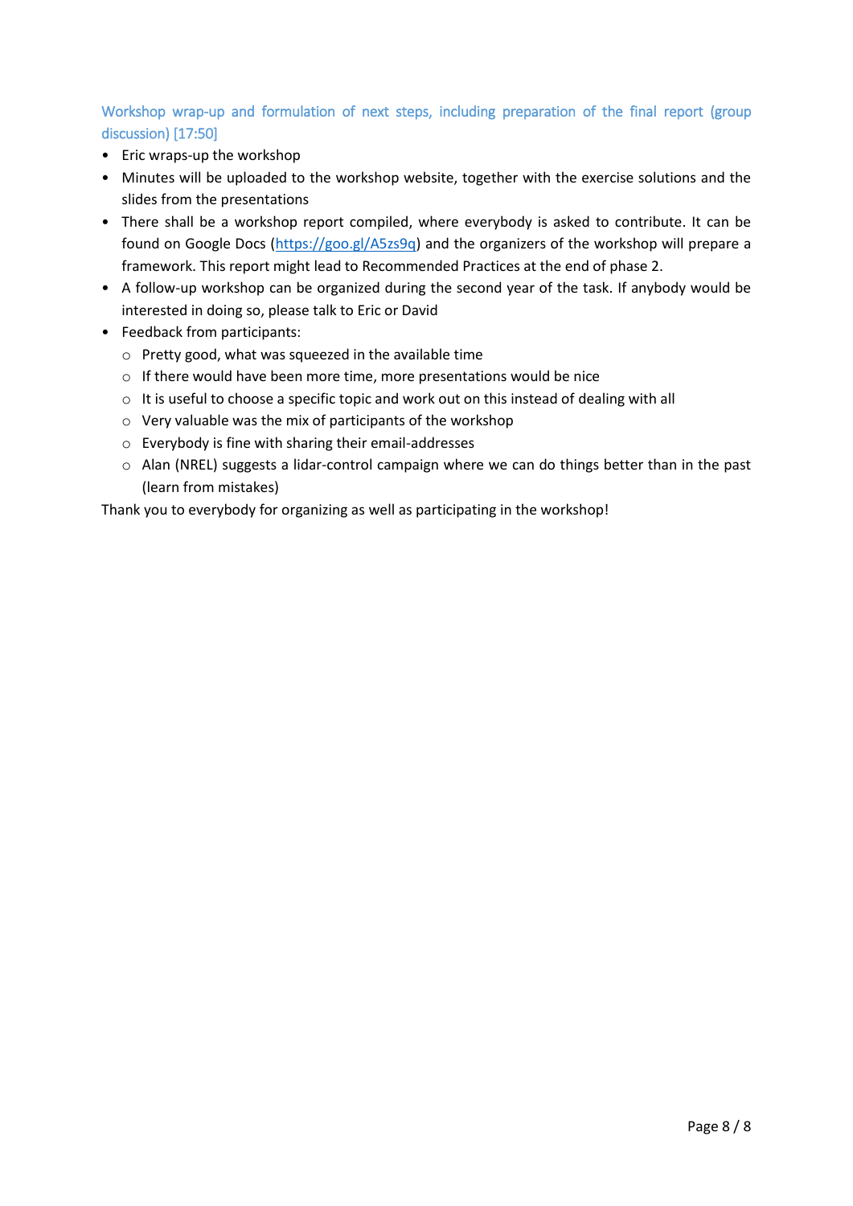### Workshop wrap-up and formulation of next steps, including preparation of the final report (group discussion) [17:50]

- Eric wraps-up the workshop
- Minutes will be uploaded to the workshop website, together with the exercise solutions and the slides from the presentations
- There shall be a workshop report compiled, where everybody is asked to contribute. It can be found on Google Docs (https://goo.gl/A5zs9q) and the organizers of the workshop will prepare a framework. This report might lead to Recommended Practices at the end of phase 2.
- A follow-up workshop can be organized during the second year of the task. If anybody would be interested in doing so, please talk to Eric or David
- Feedback from participants:
  - Pretty good, what was squeezed in the available time
  - If there would have been more time, more presentations would be nice
  - It is useful to choose a specific topic and work out on this instead of dealing with all
  - Very valuable was the mix of participants of the workshop
  - Everybody is fine with sharing their email-addresses
  - Alan (NREL) suggests a lidar-control campaign where we can do things better than in the past (learn from mistakes)

Thank you to everybody for organizing as well as participating in the workshop!